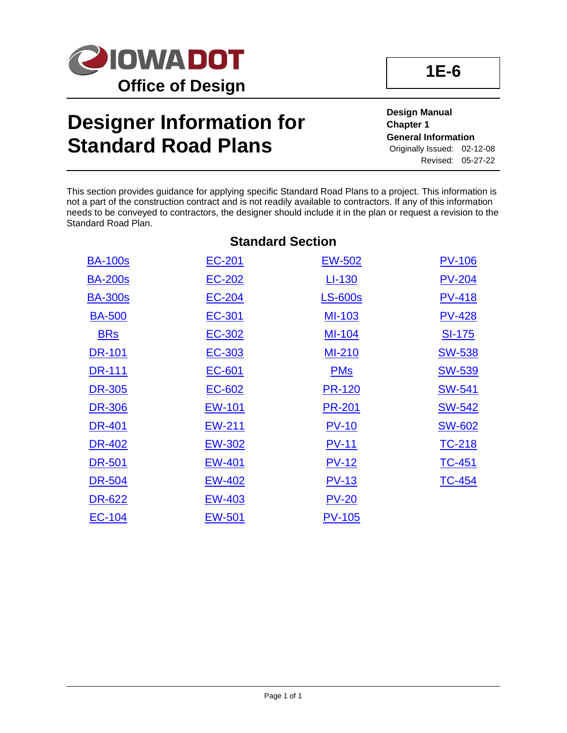# IOWA DOT

**Office of Design**

**1E-6**

# Designer Information for Standard Road Plans

**Design Manual**
**Chapter 1**
**General Information**
Originally Issued: 02-12-08
Revised: 05-27-22

This section provides guidance for applying specific Standard Road Plans to a project. This information is not a part of the construction contract and is not readily available to contractors. If any of this information needs to be conveyed to contractors, the designer should include it in the plan or request a revision to the Standard Road Plan.

## Standard Section

| | | | |
|---|---|---|---|
| BA-100s | EC-201 | EW-502 | PV-106 |
| BA-200s | EC-202 | LI-130 | PV-204 |
| BA-300s | EC-204 | LS-600s | PV-418 |
| BA-500 | EC-301 | MI-103 | PV-428 |
| BRs | EC-302 | MI-104 | SI-175 |
| DR-101 | EC-303 | MI-210 | SW-538 |
| DR-111 | EC-601 | PMs | SW-539 |
| DR-305 | EC-602 | PR-120 | SW-541 |
| DR-306 | EW-101 | PR-201 | SW-542 |
| DR-401 | EW-211 | PV-10 | SW-602 |
| DR-402 | EW-302 | PV-11 | TC-218 |
| DR-501 | EW-401 | PV-12 | TC-451 |
| DR-504 | EW-402 | PV-13 | TC-454 |
| DR-622 | EW-403 | PV-20 | |
| EC-104 | EW-501 | PV-105 | |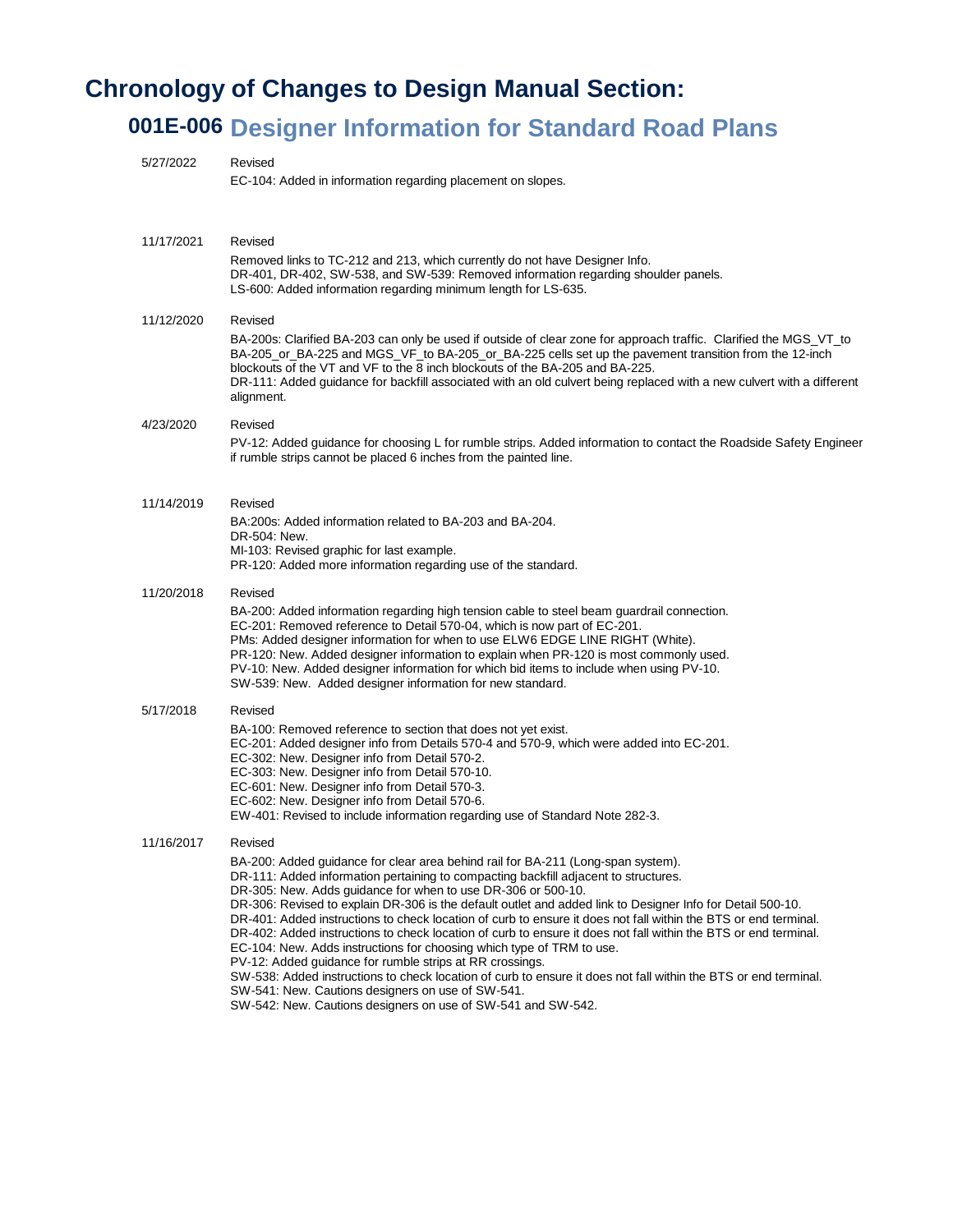# Chronology of Changes to Design Manual Section:

## 001E-006 Designer Information for Standard Road Plans

5/27/2022 Revised

EC-104: Added in information regarding placement on slopes.

11/17/2021 Revised

Removed links to TC-212 and 213, which currently do not have Designer Info.
DR-401, DR-402, SW-538, and SW-539: Removed information regarding shoulder panels.
LS-600: Added information regarding minimum length for LS-635.

11/12/2020 Revised

BA-200s: Clarified BA-203 can only be used if outside of clear zone for approach traffic. Clarified the MGS_VT_to BA-205_or_BA-225 and MGS_VF_to BA-205_or_BA-225 cells set up the pavement transition from the 12-inch blockouts of the VT and VF to the 8 inch blockouts of the BA-205 and BA-225.
DR-111: Added guidance for backfill associated with an old culvert being replaced with a new culvert with a different alignment.

4/23/2020 Revised

PV-12: Added guidance for choosing L for rumble strips. Added information to contact the Roadside Safety Engineer if rumble strips cannot be placed 6 inches from the painted line.

11/14/2019 Revised

BA:200s: Added information related to BA-203 and BA-204.
DR-504: New.
MI-103: Revised graphic for last example.
PR-120: Added more information regarding use of the standard.

11/20/2018 Revised

BA-200: Added information regarding high tension cable to steel beam guardrail connection.
EC-201: Removed reference to Detail 570-04, which is now part of EC-201.
PMs: Added designer information for when to use ELW6 EDGE LINE RIGHT (White).
PR-120: New. Added designer information to explain when PR-120 is most commonly used.
PV-10: New. Added designer information for which bid items to include when using PV-10.
SW-539: New. Added designer information for new standard.

5/17/2018 Revised

BA-100: Removed reference to section that does not yet exist.
EC-201: Added designer info from Details 570-4 and 570-9, which were added into EC-201.
EC-302: New. Designer info from Detail 570-2.
EC-303: New. Designer info from Detail 570-10.
EC-601: New. Designer info from Detail 570-3.
EC-602: New. Designer info from Detail 570-6.
EW-401: Revised to include information regarding use of Standard Note 282-3.

11/16/2017 Revised

BA-200: Added guidance for clear area behind rail for BA-211 (Long-span system).
DR-111: Added information pertaining to compacting backfill adjacent to structures.
DR-305: New. Adds guidance for when to use DR-306 or 500-10.
DR-306: Revised to explain DR-306 is the default outlet and added link to Designer Info for Detail 500-10.
DR-401: Added instructions to check location of curb to ensure it does not fall within the BTS or end terminal.
DR-402: Added instructions to check location of curb to ensure it does not fall within the BTS or end terminal.
EC-104: New. Adds instructions for choosing which type of TRM to use.
PV-12: Added guidance for rumble strips at RR crossings.
SW-538: Added instructions to check location of curb to ensure it does not fall within the BTS or end terminal.
SW-541: New. Cautions designers on use of SW-541.
SW-542: New. Cautions designers on use of SW-541 and SW-542.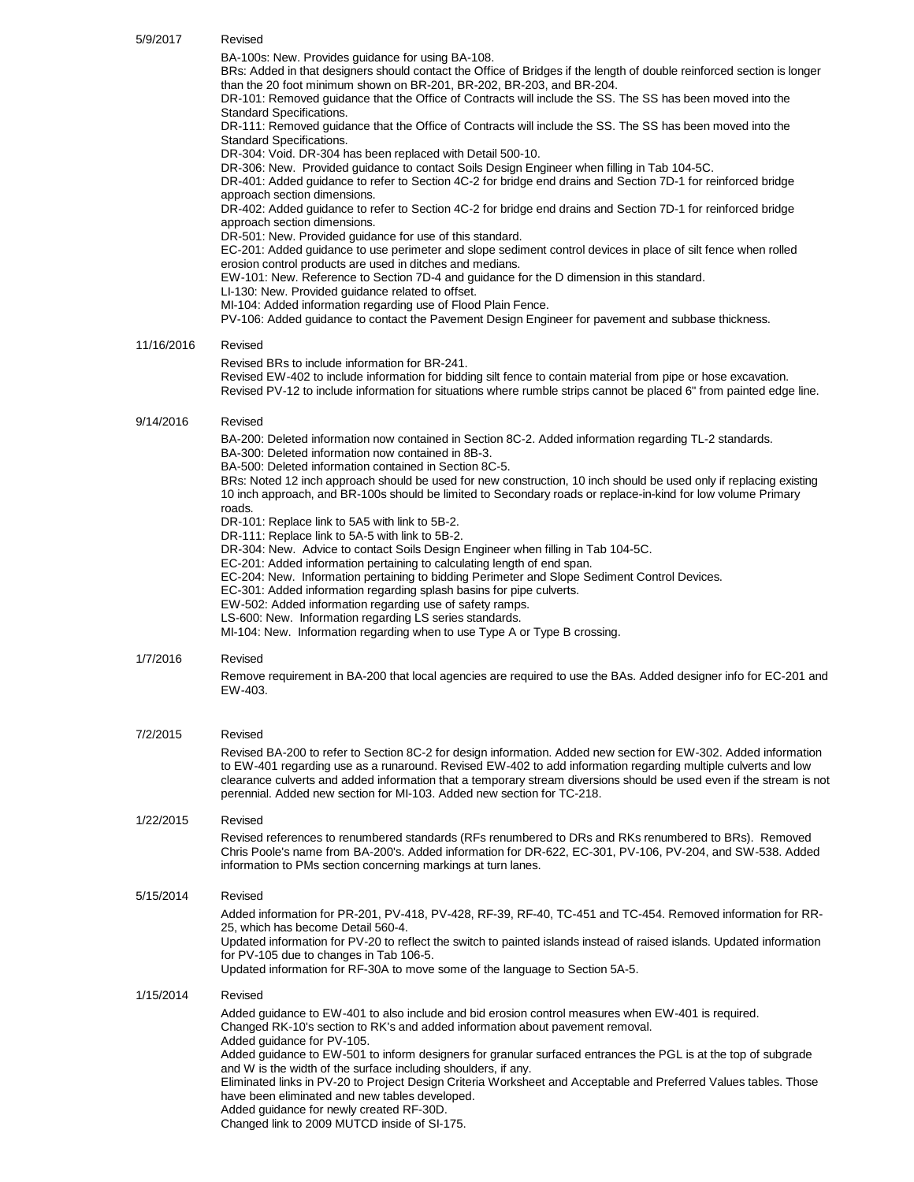5/9/2017 Revised

BA-100s: New. Provides guidance for using BA-108.
BRs: Added in that designers should contact the Office of Bridges if the length of double reinforced section is longer than the 20 foot minimum shown on BR-201, BR-202, BR-203, and BR-204.
DR-101: Removed guidance that the Office of Contracts will include the SS. The SS has been moved into the Standard Specifications.
DR-111: Removed guidance that the Office of Contracts will include the SS. The SS has been moved into the Standard Specifications.
DR-304: Void. DR-304 has been replaced with Detail 500-10.
DR-306: New. Provided guidance to contact Soils Design Engineer when filling in Tab 104-5C.
DR-401: Added guidance to refer to Section 4C-2 for bridge end drains and Section 7D-1 for reinforced bridge approach section dimensions.
DR-402: Added guidance to refer to Section 4C-2 for bridge end drains and Section 7D-1 for reinforced bridge approach section dimensions.
DR-501: New. Provided guidance for use of this standard.
EC-201: Added guidance to use perimeter and slope sediment control devices in place of silt fence when rolled erosion control products are used in ditches and medians.
EW-101: New. Reference to Section 7D-4 and guidance for the D dimension in this standard.
LI-130: New. Provided guidance related to offset.
MI-104: Added information regarding use of Flood Plain Fence.
PV-106: Added guidance to contact the Pavement Design Engineer for pavement and subbase thickness.

11/16/2016 Revised

Revised BRs to include information for BR-241.
Revised EW-402 to include information for bidding silt fence to contain material from pipe or hose excavation.
Revised PV-12 to include information for situations where rumble strips cannot be placed 6" from painted edge line.

9/14/2016 Revised

BA-200: Deleted information now contained in Section 8C-2. Added information regarding TL-2 standards.
BA-300: Deleted information now contained in 8B-3.
BA-500: Deleted information contained in Section 8C-5.
BRs: Noted 12 inch approach should be used for new construction, 10 inch should be used only if replacing existing 10 inch approach, and BR-100s should be limited to Secondary roads or replace-in-kind for low volume Primary roads.
DR-101: Replace link to 5A5 with link to 5B-2.
DR-111: Replace link to 5A-5 with link to 5B-2.
DR-304: New. Advice to contact Soils Design Engineer when filling in Tab 104-5C.
EC-201: Added information pertaining to calculating length of end span.
EC-204: New. Information pertaining to bidding Perimeter and Slope Sediment Control Devices.
EC-301: Added information regarding splash basins for pipe culverts.
EW-502: Added information regarding use of safety ramps.
LS-600: New. Information regarding LS series standards.
MI-104: New. Information regarding when to use Type A or Type B crossing.

1/7/2016 Revised

Remove requirement in BA-200 that local agencies are required to use the BAs. Added designer info for EC-201 and EW-403.

7/2/2015 Revised

Revised BA-200 to refer to Section 8C-2 for design information. Added new section for EW-302. Added information to EW-401 regarding use as a runaround. Revised EW-402 to add information regarding multiple culverts and low clearance culverts and added information that a temporary stream diversions should be used even if the stream is not perennial. Added new section for MI-103. Added new section for TC-218.

1/22/2015 Revised

Revised references to renumbered standards (RFs renumbered to DRs and RKs renumbered to BRs). Removed Chris Poole's name from BA-200's. Added information for DR-622, EC-301, PV-106, PV-204, and SW-538. Added information to PMs section concerning markings at turn lanes.

5/15/2014 Revised

Added information for PR-201, PV-418, PV-428, RF-39, RF-40, TC-451 and TC-454. Removed information for RR-25, which has become Detail 560-4.
Updated information for PV-20 to reflect the switch to painted islands instead of raised islands. Updated information for PV-105 due to changes in Tab 106-5.
Updated information for RF-30A to move some of the language to Section 5A-5.

1/15/2014 Revised

Added guidance to EW-401 to also include and bid erosion control measures when EW-401 is required.
Changed RK-10's section to RK's and added information about pavement removal.
Added guidance for PV-105.
Added guidance to EW-501 to inform designers for granular surfaced entrances the PGL is at the top of subgrade and W is the width of the surface including shoulders, if any.
Eliminated links in PV-20 to Project Design Criteria Worksheet and Acceptable and Preferred Values tables. Those have been eliminated and new tables developed.
Added guidance for newly created RF-30D.
Changed link to 2009 MUTCD inside of SI-175.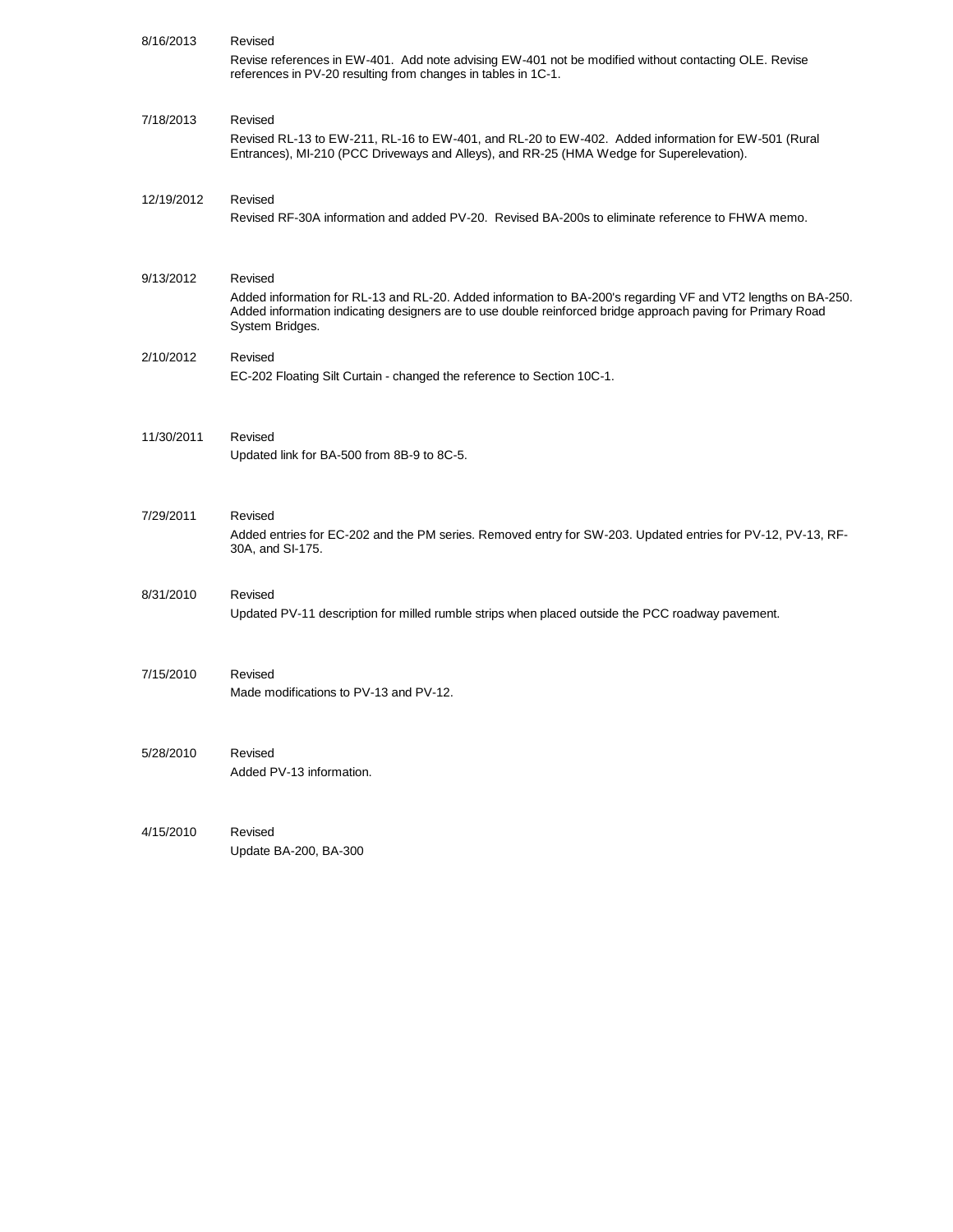| | | |
|---|---|---|
| 8/16/2013 | Revised | Revise references in EW-401. Add note advising EW-401 not be modified without contacting OLE. Revise references in PV-20 resulting from changes in tables in 1C-1. |
| 7/18/2013 | Revised | Revised RL-13 to EW-211, RL-16 to EW-401, and RL-20 to EW-402. Added information for EW-501 (Rural Entrances), MI-210 (PCC Driveways and Alleys), and RR-25 (HMA Wedge for Superelevation). |
| 12/19/2012 | Revised | Revised RF-30A information and added PV-20. Revised BA-200s to eliminate reference to FHWA memo. |
| 9/13/2012 | Revised | Added information for RL-13 and RL-20. Added information to BA-200's regarding VF and VT2 lengths on BA-250. Added information indicating designers are to use double reinforced bridge approach paving for Primary Road System Bridges. |
| 2/10/2012 | Revised | EC-202 Floating Silt Curtain - changed the reference to Section 10C-1. |
| 11/30/2011 | Revised | Updated link for BA-500 from 8B-9 to 8C-5. |
| 7/29/2011 | Revised | Added entries for EC-202 and the PM series. Removed entry for SW-203. Updated entries for PV-12, PV-13, RF-30A, and SI-175. |
| 8/31/2010 | Revised | Updated PV-11 description for milled rumble strips when placed outside the PCC roadway pavement. |
| 7/15/2010 | Revised | Made modifications to PV-13 and PV-12. |
| 5/28/2010 | Revised | Added PV-13 information. |
| 4/15/2010 | Revised | Update BA-200, BA-300 |